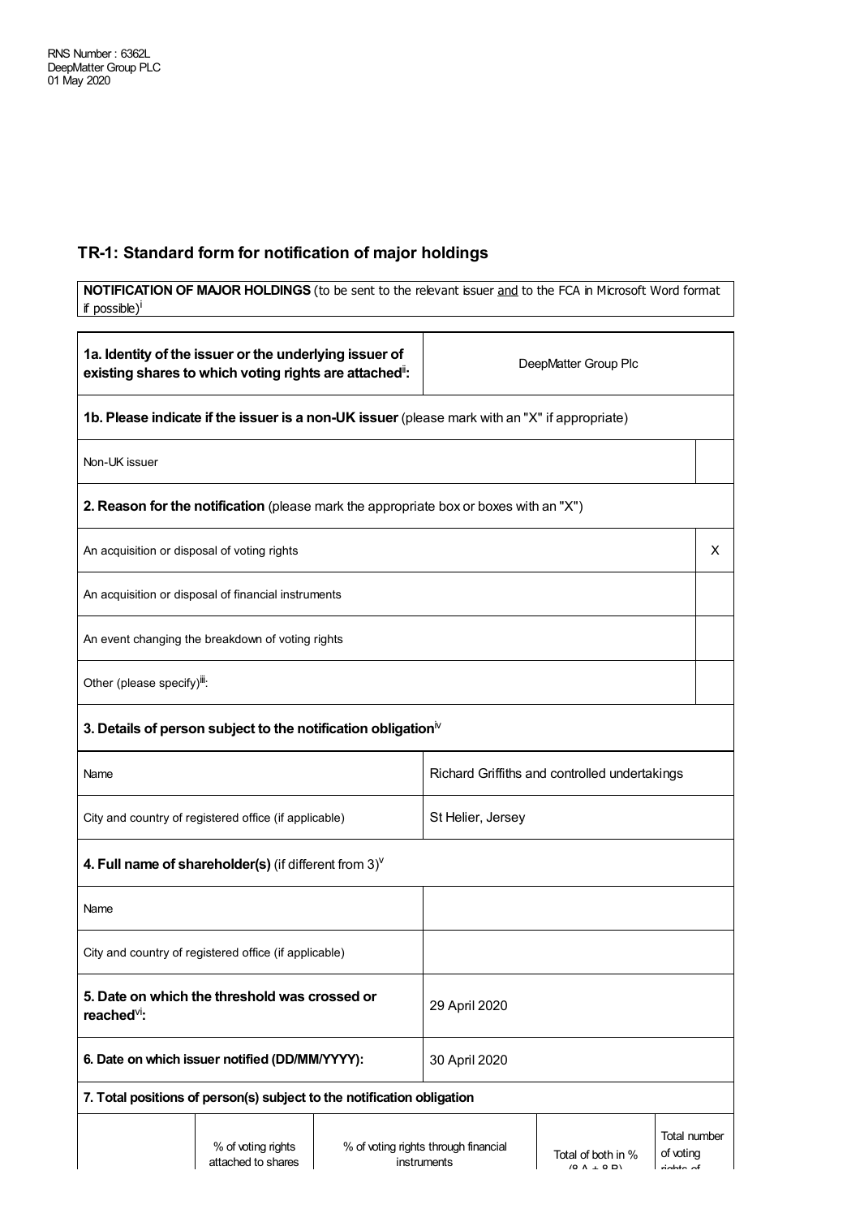RNS Number : 6362L
DeepMatter Group PLC
01 May 2020

## TR-1: Standard form for notification of major holdings

| **NOTIFICATION OF MAJOR HOLDINGS** (to be sent to the relevant issuer and to the FCA in Microsoft Word format if possible)[i] |
|---|

| **1a. Identity of the issuer or the underlying issuer of existing shares to which voting rights are attached[ii]:** | DeepMatter Group Plc |
|---|---|
| **1b. Please indicate if the issuer is a non-UK issuer** (please mark with an "X" if appropriate) | |
| Non-UK issuer | |
| **2. Reason for the notification** (please mark the appropriate box or boxes with an "X") | |
| An acquisition or disposal of voting rights | X |
| An acquisition or disposal of financial instruments | |
| An event changing the breakdown of voting rights | |
| Other (please specify)[iii]: | |
| **3. Details of person subject to the notification obligation[iv]** | |
| Name | Richard Griffiths and controlled undertakings |
| City and country of registered office (if applicable) | St Helier, Jersey |
| **4. Full name of shareholder(s)** (if different from 3)[v] | |
| Name | |
| City and country of registered office (if applicable) | |
| **5. Date on which the threshold was crossed or reached[vi]:** | 29 April 2020 |
| **6. Date on which issuer notified (DD/MM/YYYY):** | 30 April 2020 |

**7. Total positions of person(s) subject to the notification obligation**

| | % of voting rights attached to shares | % of voting rights through financial instruments | Total of both in % (8.A + 8.B) | Total number of voting rights of |
|---|---|---|---|---|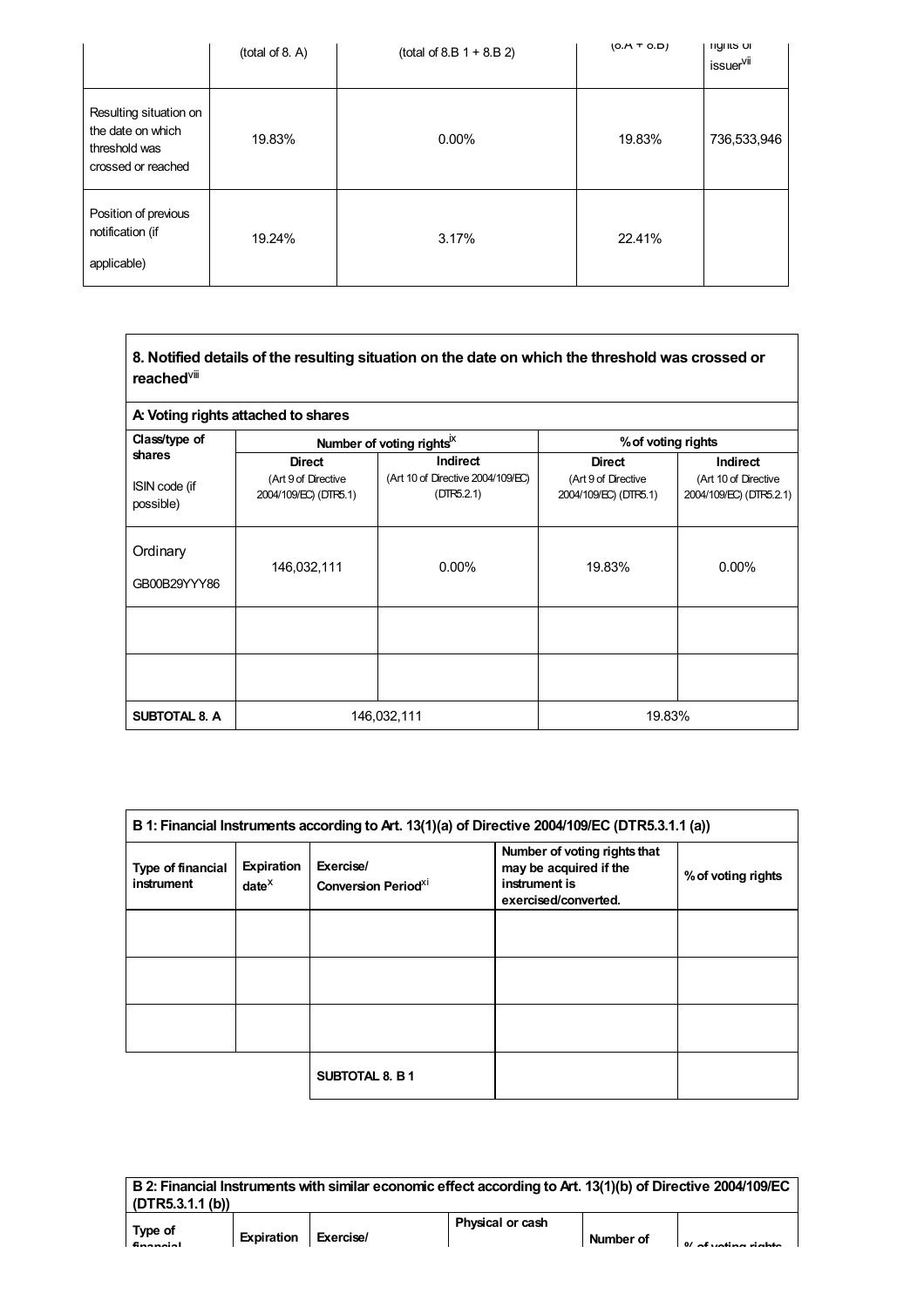| | (total of 8. A) | (total of 8.B 1 + 8.B 2) | (8.A + 8.B) | rights of issuer[vii] |
|---|---|---|---|---|
| Resulting situation on the date on which threshold was crossed or reached | 19.83% | 0.00% | 19.83% | 736,533,946 |
| Position of previous notification (if applicable) | 19.24% | 3.17% | 22.41% | |

**8. Notified details of the resulting situation on the date on which the threshold was crossed or reached[viii]**

| **A: Voting rights attached to shares** | | | | |
|---|---|---|---|---|
| **Class/type of shares** ISIN code (if possible) | **Number of voting rights[ix]** | | **% of voting rights** | |
| | **Direct** (Art 9 of Directive 2004/109/EC) (DTR5.1) | **Indirect** (Art 10 of Directive 2004/109/EC) (DTR5.2.1) | **Direct** (Art 9 of Directive 2004/109/EC) (DTR5.1) | **Indirect** (Art 10 of Directive 2004/109/EC) (DTR5.2.1) |
| Ordinary GB00B29YYY86 | 146,032,111 | 0.00% | 19.83% | 0.00% |
| | | | | |
| | | | | |
| **SUBTOTAL 8. A** | 146,032,111 | | 19.83% | |

| **B 1: Financial Instruments according to Art. 13(1)(a) of Directive 2004/109/EC (DTR5.3.1.1 (a))** | | | | |
|---|---|---|---|---|
| **Type of financial instrument** | **Expiration date[x]** | **Exercise/ Conversion Period[xi]** | **Number of voting rights that may be acquired if the instrument is exercised/converted.** | **% of voting rights** |
| | | | | |
| | | | | |
| | | | | |
| | | **SUBTOTAL 8. B 1** | | |

| **B 2: Financial Instruments with similar economic effect according to Art. 13(1)(b) of Directive 2004/109/EC (DTR5.3.1.1 (b))** | | | | | |
|---|---|---|---|---|---|
| **Type of financial** | **Expiration** | **Exercise/** | **Physical or cash** | **Number of** | **% of voting rights** |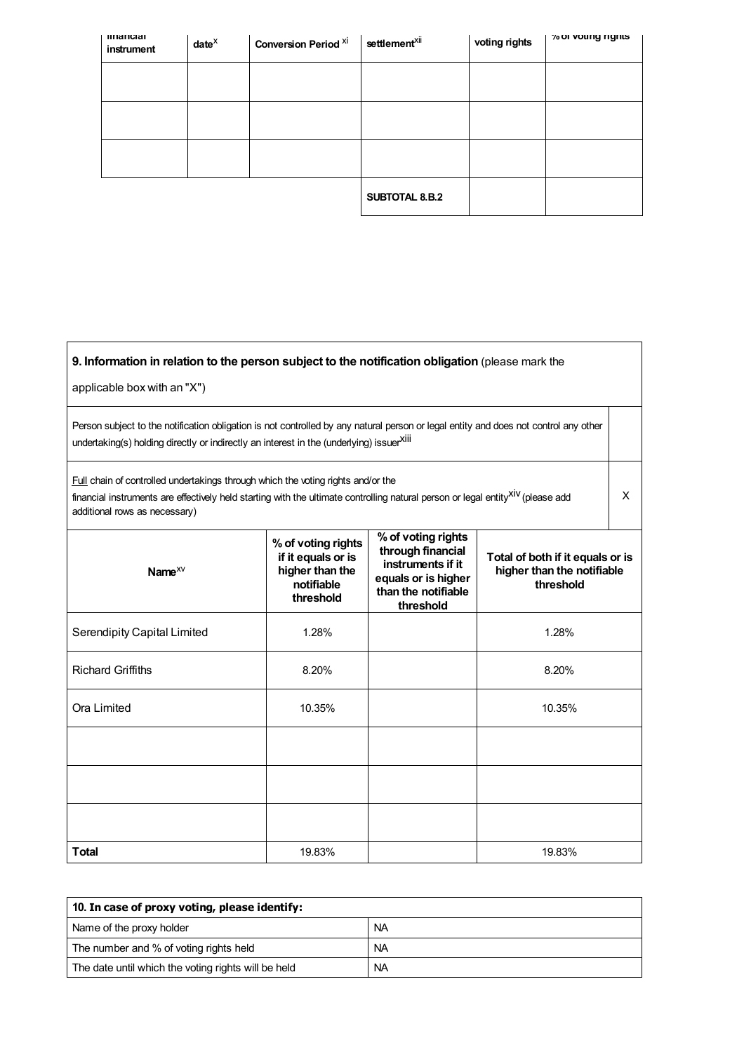| Type of financial instrument | Expiration date[x] | Exercise/ Conversion Period [xi] | Physical or cash settlement[xii] | Number of voting rights | % of voting rights |
|---|---|---|---|---|---|
| | | | | | |
| | | | | | |
| | | | | | |
| | | | SUBTOTAL 8.B.2 | | |

| **9. Information in relation to the person subject to the notification obligation** (please mark the applicable box with an "X") | |
|---|---|
| Person subject to the notification obligation is not controlled by any natural person or legal entity and does not control any other undertaking(s) holding directly or indirectly an interest in the (underlying) issuer[xiii] | |
| Full chain of controlled undertakings through which the voting rights and/or the financial instruments are effectively held starting with the ultimate controlling natural person or legal entity[xiv] (please add additional rows as necessary) | X |

| Name[xv] | % of voting rights if it equals or is higher than the notifiable threshold | % of voting rights through financial instruments if it equals or is higher than the notifiable threshold | Total of both if it equals or is higher than the notifiable threshold |
|---|---|---|---|
| Serendipity Capital Limited | 1.28% | | 1.28% |
| Richard Griffiths | 8.20% | | 8.20% |
| Ora Limited | 10.35% | | 10.35% |
| | | | |
| | | | |
| | | | |
| **Total** | 19.83% | | 19.83% |

| **10. In case of proxy voting, please identify:** | |
|---|---|
| Name of the proxy holder | NA |
| The number and % of voting rights held | NA |
| The date until which the voting rights will be held | NA |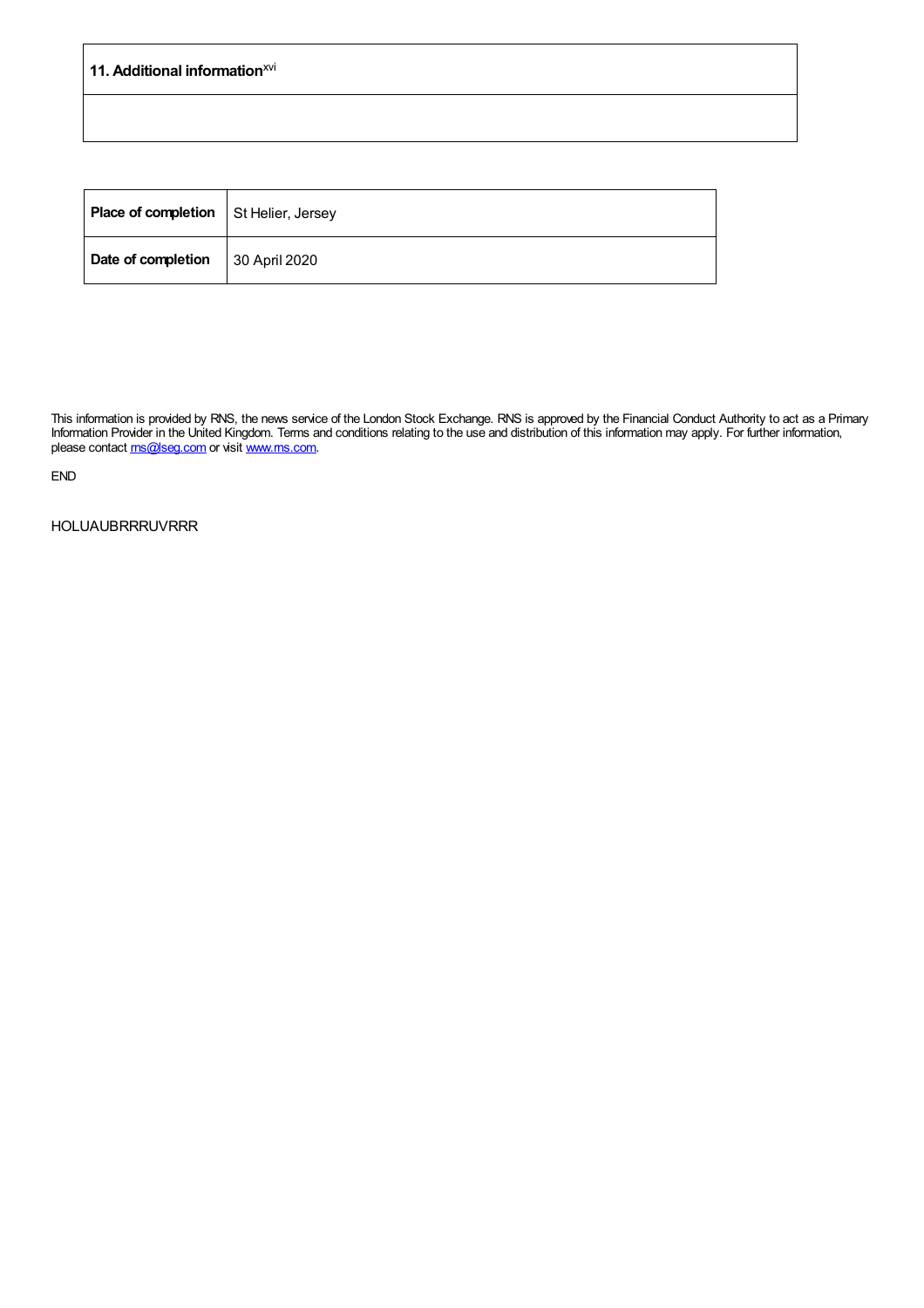| 11. Additional information[xvi] |
| --- |
| |

| | |
| --- | --- |
| **Place of completion** | St Helier, Jersey |
| **Date of completion** | 30 April 2020 |

This information is provided by RNS, the news service of the London Stock Exchange. RNS is approved by the Financial Conduct Authority to act as a Primary Information Provider in the United Kingdom. Terms and conditions relating to the use and distribution of this information may apply. For further information, please contact rns@lseg.com or visit www.rns.com.

END

HOLUAUBRRRUVRRR